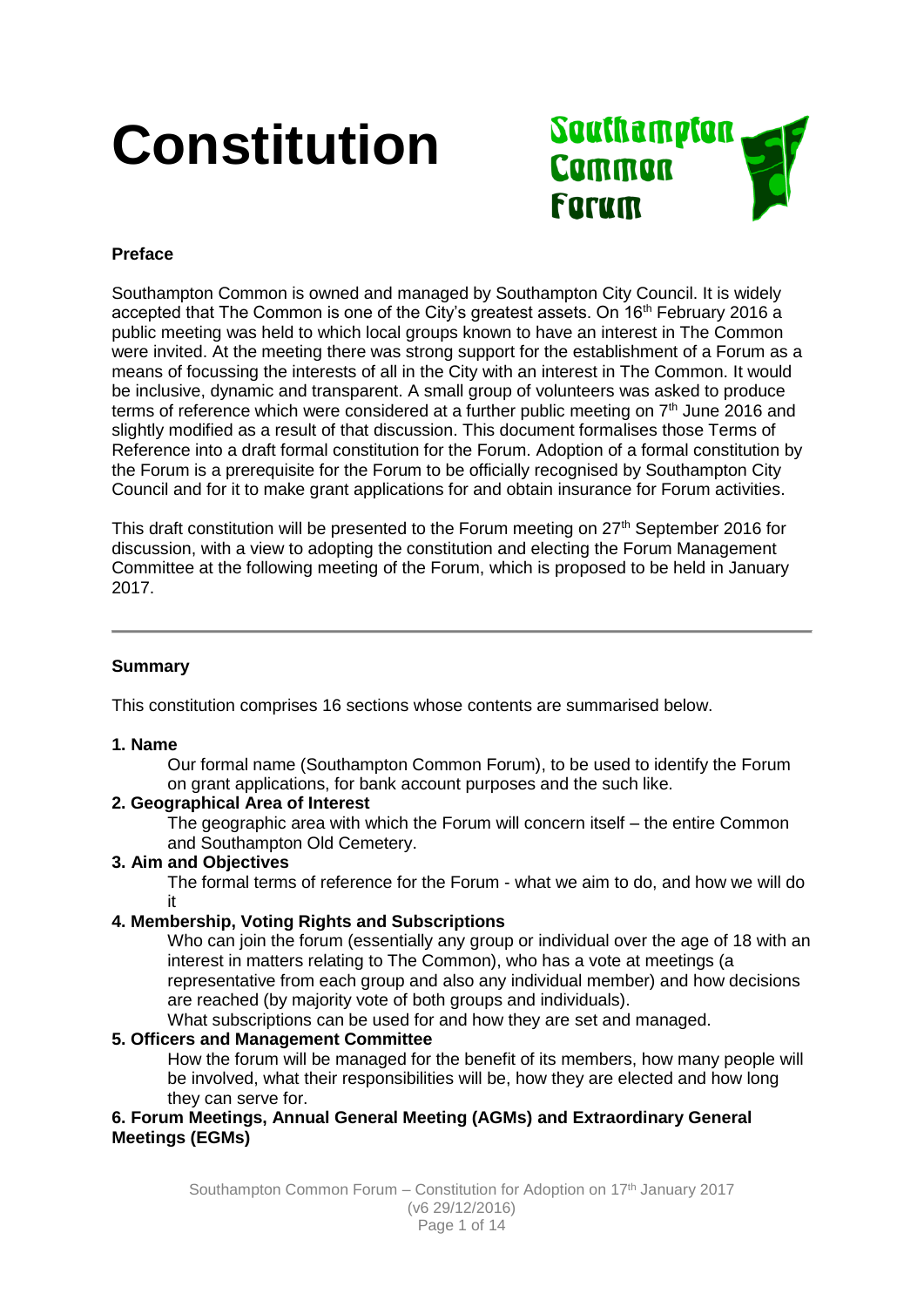# Constitution

Southampton Common Forum

**Preface**

Southampton Common is owned and managed by Southampton City Council. It is widely accepted that The Common is one of the City's greatest assets. On 16th February 2016 a public meeting was held to which local groups known to have an interest in The Common were invited. At the meeting there was strong support for the establishment of a Forum as a means of focussing the interests of all in the City with an interest in The Common. It would be inclusive, dynamic and transparent. A small group of volunteers was asked to produce terms of reference which were considered at a further public meeting on 7th June 2016 and slightly modified as a result of that discussion. This document formalises those Terms of Reference into a draft formal constitution for the Forum. Adoption of a formal constitution by the Forum is a prerequisite for the Forum to be officially recognised by Southampton City Council and for it to make grant applications for and obtain insurance for Forum activities.

This draft constitution will be presented to the Forum meeting on 27th September 2016 for discussion, with a view to adopting the constitution and electing the Forum Management Committee at the following meeting of the Forum, which is proposed to be held in January 2017.

---

**Summary**

This constitution comprises 16 sections whose contents are summarised below.

**1. Name**

Our formal name (Southampton Common Forum), to be used to identify the Forum on grant applications, for bank account purposes and the such like.

**2. Geographical Area of Interest**

The geographic area with which the Forum will concern itself – the entire Common and Southampton Old Cemetery.

**3. Aim and Objectives**

The formal terms of reference for the Forum - what we aim to do, and how we will do it

**4. Membership, Voting Rights and Subscriptions**

Who can join the forum (essentially any group or individual over the age of 18 with an interest in matters relating to The Common), who has a vote at meetings (a representative from each group and also any individual member) and how decisions are reached (by majority vote of both groups and individuals).

What subscriptions can be used for and how they are set and managed.

**5. Officers and Management Committee**

How the forum will be managed for the benefit of its members, how many people will be involved, what their responsibilities will be, how they are elected and how long they can serve for.

**6. Forum Meetings, Annual General Meeting (AGMs) and Extraordinary General Meetings (EGMs)**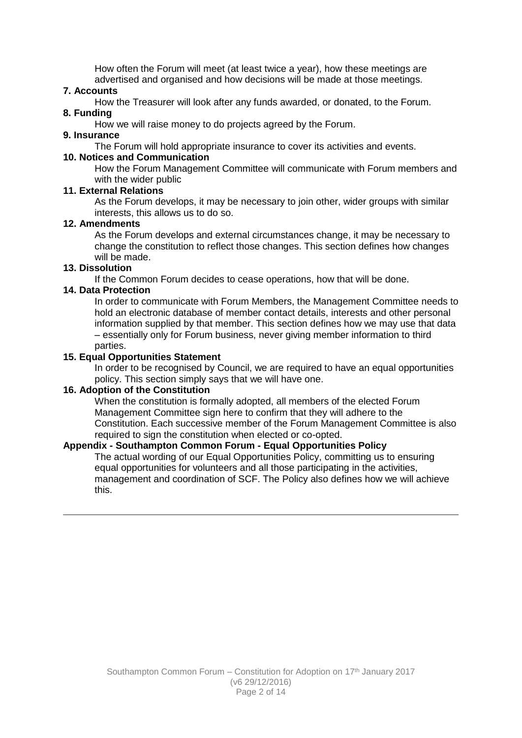How often the Forum will meet (at least twice a year), how these meetings are advertised and organised and how decisions will be made at those meetings.

**7. Accounts**

How the Treasurer will look after any funds awarded, or donated, to the Forum.

**8. Funding**

How we will raise money to do projects agreed by the Forum.

**9. Insurance**

The Forum will hold appropriate insurance to cover its activities and events.

**10. Notices and Communication**

How the Forum Management Committee will communicate with Forum members and with the wider public

**11. External Relations**

As the Forum develops, it may be necessary to join other, wider groups with similar interests, this allows us to do so.

**12. Amendments**

As the Forum develops and external circumstances change, it may be necessary to change the constitution to reflect those changes. This section defines how changes will be made.

**13. Dissolution**

If the Common Forum decides to cease operations, how that will be done.

**14. Data Protection**

In order to communicate with Forum Members, the Management Committee needs to hold an electronic database of member contact details, interests and other personal information supplied by that member. This section defines how we may use that data – essentially only for Forum business, never giving member information to third parties.

**15. Equal Opportunities Statement**

In order to be recognised by Council, we are required to have an equal opportunities policy. This section simply says that we will have one.

**16. Adoption of the Constitution**

When the constitution is formally adopted, all members of the elected Forum Management Committee sign here to confirm that they will adhere to the Constitution. Each successive member of the Forum Management Committee is also required to sign the constitution when elected or co-opted.

**Appendix - Southampton Common Forum - Equal Opportunities Policy**

The actual wording of our Equal Opportunities Policy, committing us to ensuring equal opportunities for volunteers and all those participating in the activities, management and coordination of SCF. The Policy also defines how we will achieve this.

---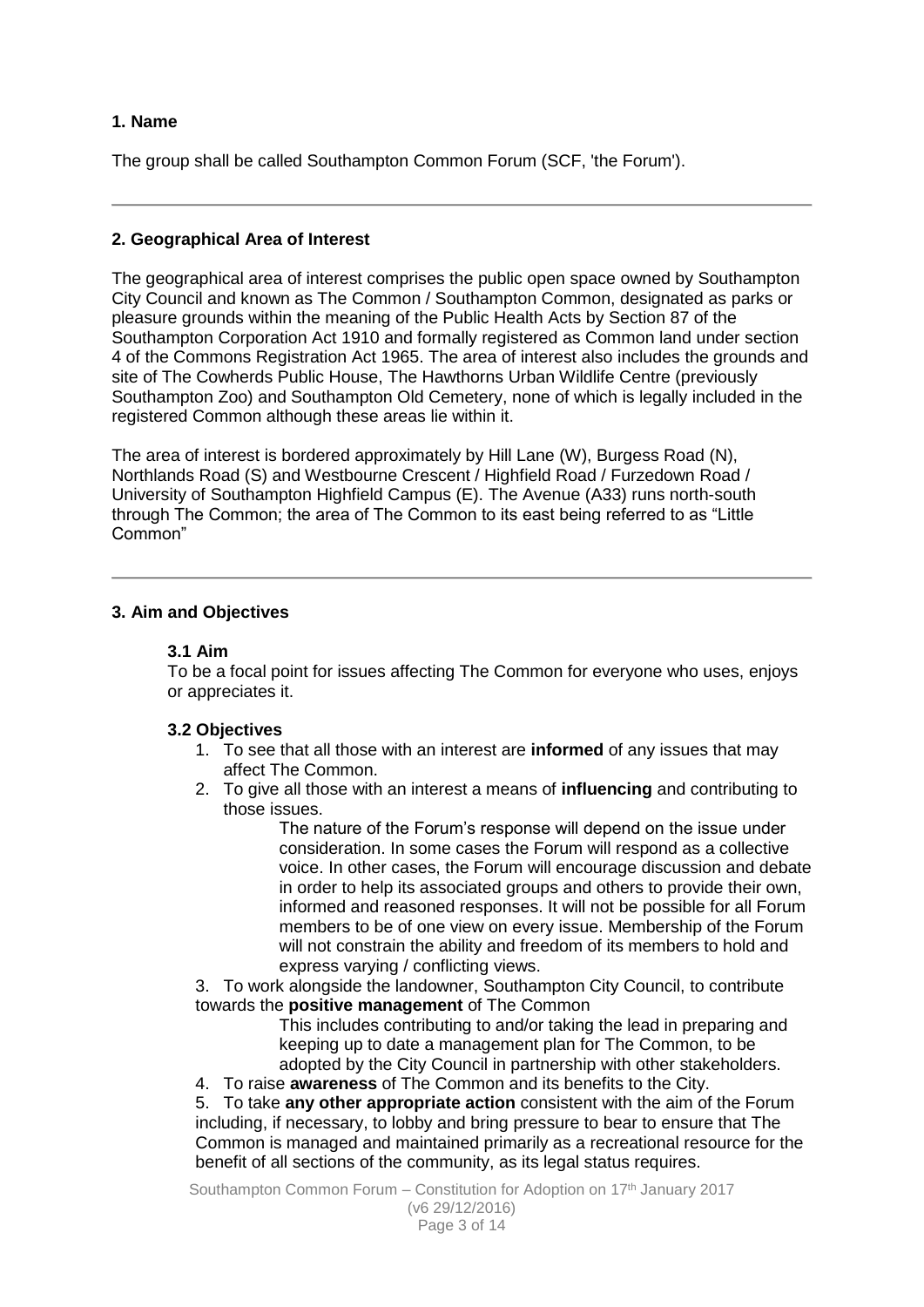### 1. Name

The group shall be called Southampton Common Forum (SCF, 'the Forum').

---

### 2. Geographical Area of Interest

The geographical area of interest comprises the public open space owned by Southampton City Council and known as The Common / Southampton Common, designated as parks or pleasure grounds within the meaning of the Public Health Acts by Section 87 of the Southampton Corporation Act 1910 and formally registered as Common land under section 4 of the Commons Registration Act 1965. The area of interest also includes the grounds and site of The Cowherds Public House, The Hawthorns Urban Wildlife Centre (previously Southampton Zoo) and Southampton Old Cemetery, none of which is legally included in the registered Common although these areas lie within it.

The area of interest is bordered approximately by Hill Lane (W), Burgess Road (N), Northlands Road (S) and Westbourne Crescent / Highfield Road / Furzedown Road / University of Southampton Highfield Campus (E). The Avenue (A33) runs north-south through The Common; the area of The Common to its east being referred to as "Little Common"

---

### 3. Aim and Objectives

#### 3.1 Aim

To be a focal point for issues affecting The Common for everyone who uses, enjoys or appreciates it.

#### 3.2 Objectives

1. To see that all those with an interest are **informed** of any issues that may affect The Common.
2. To give all those with an interest a means of **influencing** and contributing to those issues.

   The nature of the Forum's response will depend on the issue under consideration. In some cases the Forum will respond as a collective voice. In other cases, the Forum will encourage discussion and debate in order to help its associated groups and others to provide their own, informed and reasoned responses. It will not be possible for all Forum members to be of one view on every issue. Membership of the Forum will not constrain the ability and freedom of its members to hold and express varying / conflicting views.

3. To work alongside the landowner, Southampton City Council, to contribute towards the **positive management** of The Common

   This includes contributing to and/or taking the lead in preparing and keeping up to date a management plan for The Common, to be adopted by the City Council in partnership with other stakeholders.

4. To raise **awareness** of The Common and its benefits to the City.
5. To take **any other appropriate action** consistent with the aim of the Forum including, if necessary, to lobby and bring pressure to bear to ensure that The Common is managed and maintained primarily as a recreational resource for the benefit of all sections of the community, as its legal status requires.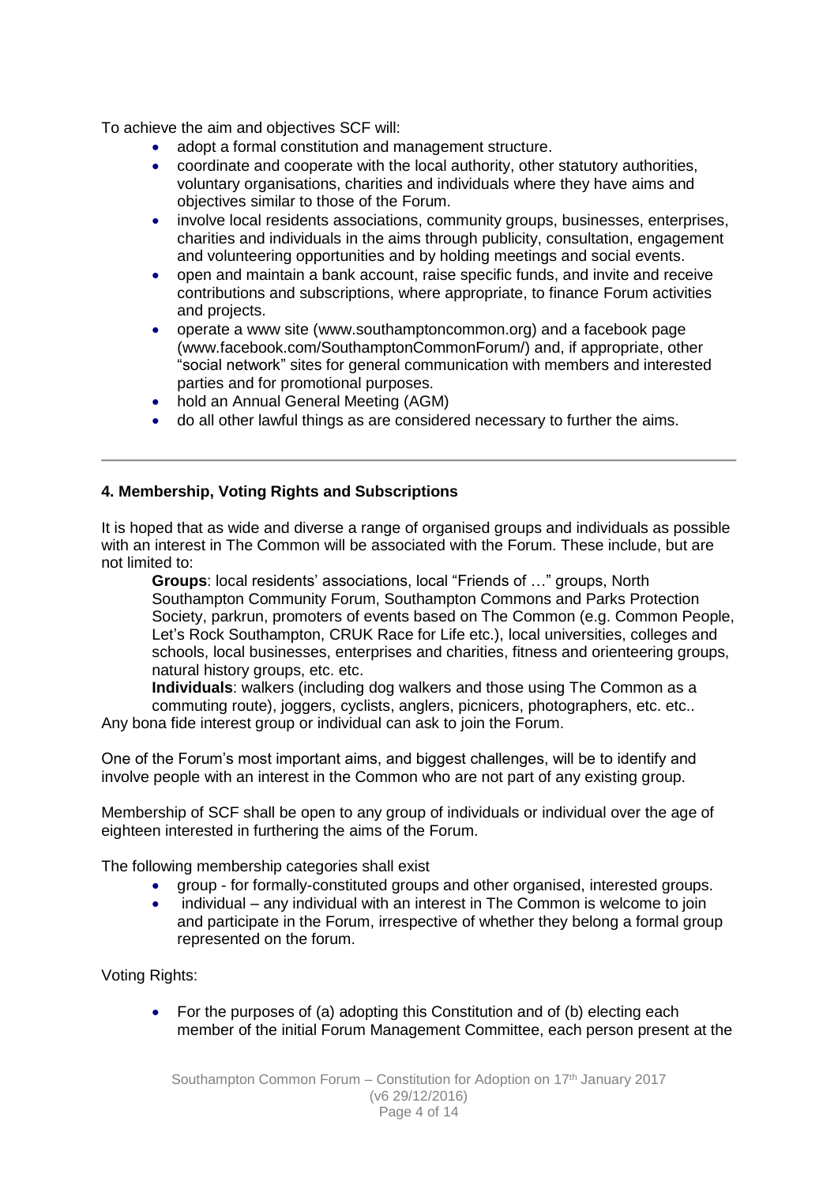To achieve the aim and objectives SCF will:

- adopt a formal constitution and management structure.
- coordinate and cooperate with the local authority, other statutory authorities, voluntary organisations, charities and individuals where they have aims and objectives similar to those of the Forum.
- involve local residents associations, community groups, businesses, enterprises, charities and individuals in the aims through publicity, consultation, engagement and volunteering opportunities and by holding meetings and social events.
- open and maintain a bank account, raise specific funds, and invite and receive contributions and subscriptions, where appropriate, to finance Forum activities and projects.
- operate a www site (www.southamptoncommon.org) and a facebook page (www.facebook.com/SouthamptonCommonForum/) and, if appropriate, other "social network" sites for general communication with members and interested parties and for promotional purposes.
- hold an Annual General Meeting (AGM)
- do all other lawful things as are considered necessary to further the aims.

---

### 4. Membership, Voting Rights and Subscriptions

It is hoped that as wide and diverse a range of organised groups and individuals as possible with an interest in The Common will be associated with the Forum. These include, but are not limited to:

**Groups**: local residents' associations, local "Friends of …" groups, North Southampton Community Forum, Southampton Commons and Parks Protection Society, parkrun, promoters of events based on The Common (e.g. Common People, Let's Rock Southampton, CRUK Race for Life etc.), local universities, colleges and schools, local businesses, enterprises and charities, fitness and orienteering groups, natural history groups, etc. etc.

**Individuals**: walkers (including dog walkers and those using The Common as a commuting route), joggers, cyclists, anglers, picnicers, photographers, etc. etc..

Any bona fide interest group or individual can ask to join the Forum.

One of the Forum's most important aims, and biggest challenges, will be to identify and involve people with an interest in the Common who are not part of any existing group.

Membership of SCF shall be open to any group of individuals or individual over the age of eighteen interested in furthering the aims of the Forum.

The following membership categories shall exist

- group - for formally-constituted groups and other organised, interested groups.
- individual – any individual with an interest in The Common is welcome to join and participate in the Forum, irrespective of whether they belong a formal group represented on the forum.

Voting Rights:

- For the purposes of (a) adopting this Constitution and of (b) electing each member of the initial Forum Management Committee, each person present at the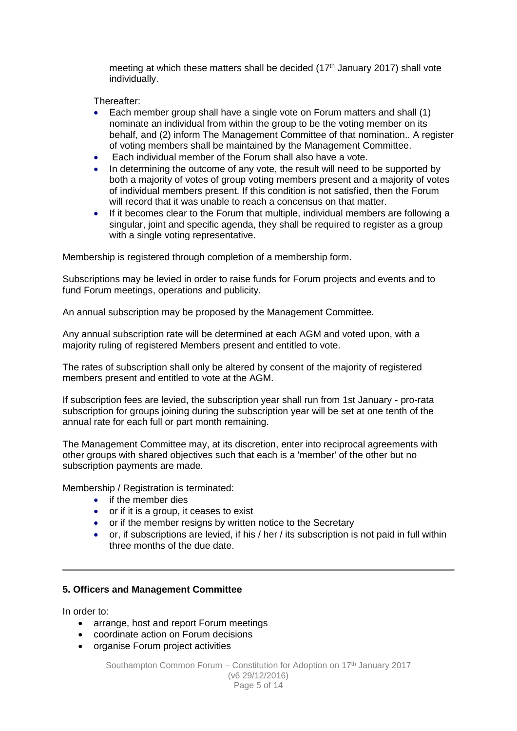meeting at which these matters shall be decided (17th January 2017) shall vote individually.

Thereafter:

- Each member group shall have a single vote on Forum matters and shall (1) nominate an individual from within the group to be the voting member on its behalf, and (2) inform The Management Committee of that nomination.. A register of voting members shall be maintained by the Management Committee.
- Each individual member of the Forum shall also have a vote.
- In determining the outcome of any vote, the result will need to be supported by both a majority of votes of group voting members present and a majority of votes of individual members present. If this condition is not satisfied, then the Forum will record that it was unable to reach a concensus on that matter.
- If it becomes clear to the Forum that multiple, individual members are following a singular, joint and specific agenda, they shall be required to register as a group with a single voting representative.

Membership is registered through completion of a membership form.

Subscriptions may be levied in order to raise funds for Forum projects and events and to fund Forum meetings, operations and publicity.

An annual subscription may be proposed by the Management Committee.

Any annual subscription rate will be determined at each AGM and voted upon, with a majority ruling of registered Members present and entitled to vote.

The rates of subscription shall only be altered by consent of the majority of registered members present and entitled to vote at the AGM.

If subscription fees are levied, the subscription year shall run from 1st January - pro-rata subscription for groups joining during the subscription year will be set at one tenth of the annual rate for each full or part month remaining.

The Management Committee may, at its discretion, enter into reciprocal agreements with other groups with shared objectives such that each is a 'member' of the other but no subscription payments are made.

Membership / Registration is terminated:

- if the member dies
- or if it is a group, it ceases to exist
- or if the member resigns by written notice to the Secretary
- or, if subscriptions are levied, if his / her / its subscription is not paid in full within three months of the due date.

---

**5. Officers and Management Committee**

In order to:

- arrange, host and report Forum meetings
- coordinate action on Forum decisions
- organise Forum project activities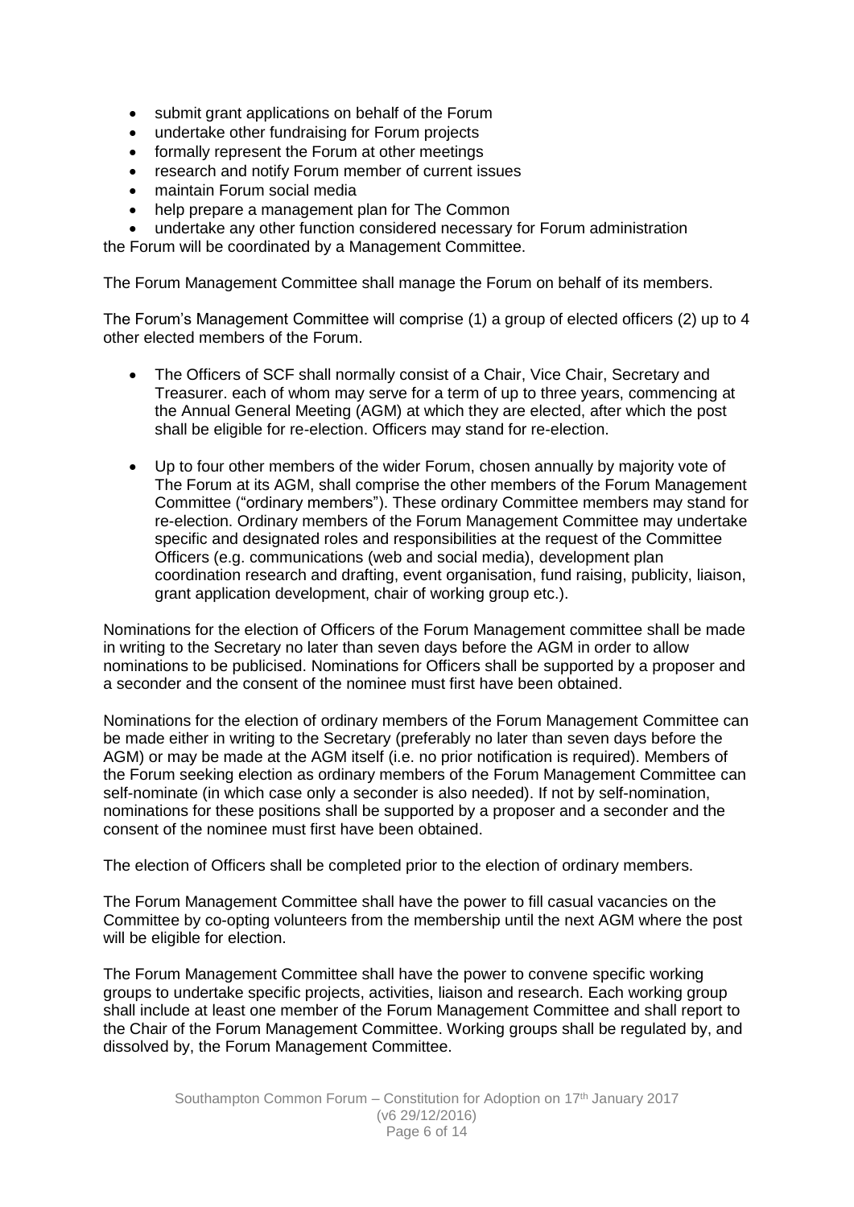- submit grant applications on behalf of the Forum
- undertake other fundraising for Forum projects
- formally represent the Forum at other meetings
- research and notify Forum member of current issues
- maintain Forum social media
- help prepare a management plan for The Common
- undertake any other function considered necessary for Forum administration

the Forum will be coordinated by a Management Committee.

The Forum Management Committee shall manage the Forum on behalf of its members.

The Forum's Management Committee will comprise (1) a group of elected officers (2) up to 4 other elected members of the Forum.

- The Officers of SCF shall normally consist of a Chair, Vice Chair, Secretary and Treasurer. each of whom may serve for a term of up to three years, commencing at the Annual General Meeting (AGM) at which they are elected, after which the post shall be eligible for re-election. Officers may stand for re-election.

- Up to four other members of the wider Forum, chosen annually by majority vote of The Forum at its AGM, shall comprise the other members of the Forum Management Committee ("ordinary members"). These ordinary Committee members may stand for re-election. Ordinary members of the Forum Management Committee may undertake specific and designated roles and responsibilities at the request of the Committee Officers (e.g. communications (web and social media), development plan coordination research and drafting, event organisation, fund raising, publicity, liaison, grant application development, chair of working group etc.).

Nominations for the election of Officers of the Forum Management committee shall be made in writing to the Secretary no later than seven days before the AGM in order to allow nominations to be publicised. Nominations for Officers shall be supported by a proposer and a seconder and the consent of the nominee must first have been obtained.

Nominations for the election of ordinary members of the Forum Management Committee can be made either in writing to the Secretary (preferably no later than seven days before the AGM) or may be made at the AGM itself (i.e. no prior notification is required). Members of the Forum seeking election as ordinary members of the Forum Management Committee can self-nominate (in which case only a seconder is also needed). If not by self-nomination, nominations for these positions shall be supported by a proposer and a seconder and the consent of the nominee must first have been obtained.

The election of Officers shall be completed prior to the election of ordinary members.

The Forum Management Committee shall have the power to fill casual vacancies on the Committee by co-opting volunteers from the membership until the next AGM where the post will be eligible for election.

The Forum Management Committee shall have the power to convene specific working groups to undertake specific projects, activities, liaison and research. Each working group shall include at least one member of the Forum Management Committee and shall report to the Chair of the Forum Management Committee. Working groups shall be regulated by, and dissolved by, the Forum Management Committee.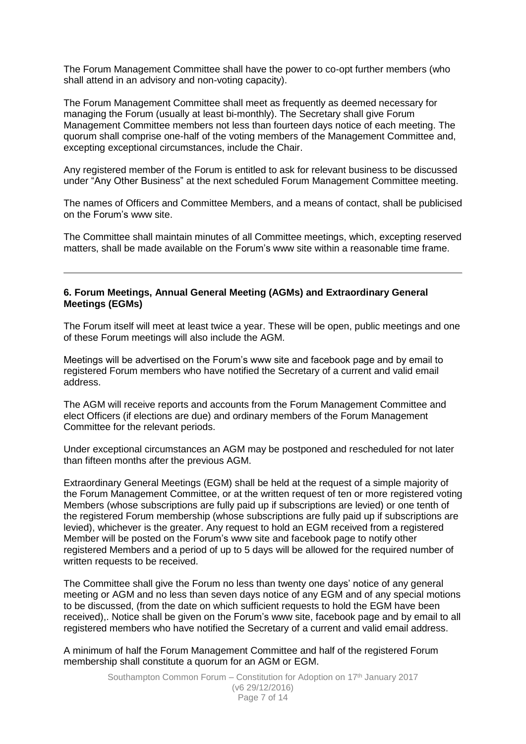The Forum Management Committee shall have the power to co-opt further members (who shall attend in an advisory and non-voting capacity).

The Forum Management Committee shall meet as frequently as deemed necessary for managing the Forum (usually at least bi-monthly). The Secretary shall give Forum Management Committee members not less than fourteen days notice of each meeting. The quorum shall comprise one-half of the voting members of the Management Committee and, excepting exceptional circumstances, include the Chair.

Any registered member of the Forum is entitled to ask for relevant business to be discussed under "Any Other Business" at the next scheduled Forum Management Committee meeting.

The names of Officers and Committee Members, and a means of contact, shall be publicised on the Forum's www site.

The Committee shall maintain minutes of all Committee meetings, which, excepting reserved matters, shall be made available on the Forum's www site within a reasonable time frame.

---

**6. Forum Meetings, Annual General Meeting (AGMs) and Extraordinary General Meetings (EGMs)**

The Forum itself will meet at least twice a year. These will be open, public meetings and one of these Forum meetings will also include the AGM.

Meetings will be advertised on the Forum's www site and facebook page and by email to registered Forum members who have notified the Secretary of a current and valid email address.

The AGM will receive reports and accounts from the Forum Management Committee and elect Officers (if elections are due) and ordinary members of the Forum Management Committee for the relevant periods.

Under exceptional circumstances an AGM may be postponed and rescheduled for not later than fifteen months after the previous AGM.

Extraordinary General Meetings (EGM) shall be held at the request of a simple majority of the Forum Management Committee, or at the written request of ten or more registered voting Members (whose subscriptions are fully paid up if subscriptions are levied) or one tenth of the registered Forum membership (whose subscriptions are fully paid up if subscriptions are levied), whichever is the greater. Any request to hold an EGM received from a registered Member will be posted on the Forum's www site and facebook page to notify other registered Members and a period of up to 5 days will be allowed for the required number of written requests to be received.

The Committee shall give the Forum no less than twenty one days' notice of any general meeting or AGM and no less than seven days notice of any EGM and of any special motions to be discussed, (from the date on which sufficient requests to hold the EGM have been received),. Notice shall be given on the Forum's www site, facebook page and by email to all registered members who have notified the Secretary of a current and valid email address.

A minimum of half the Forum Management Committee and half of the registered Forum membership shall constitute a quorum for an AGM or EGM.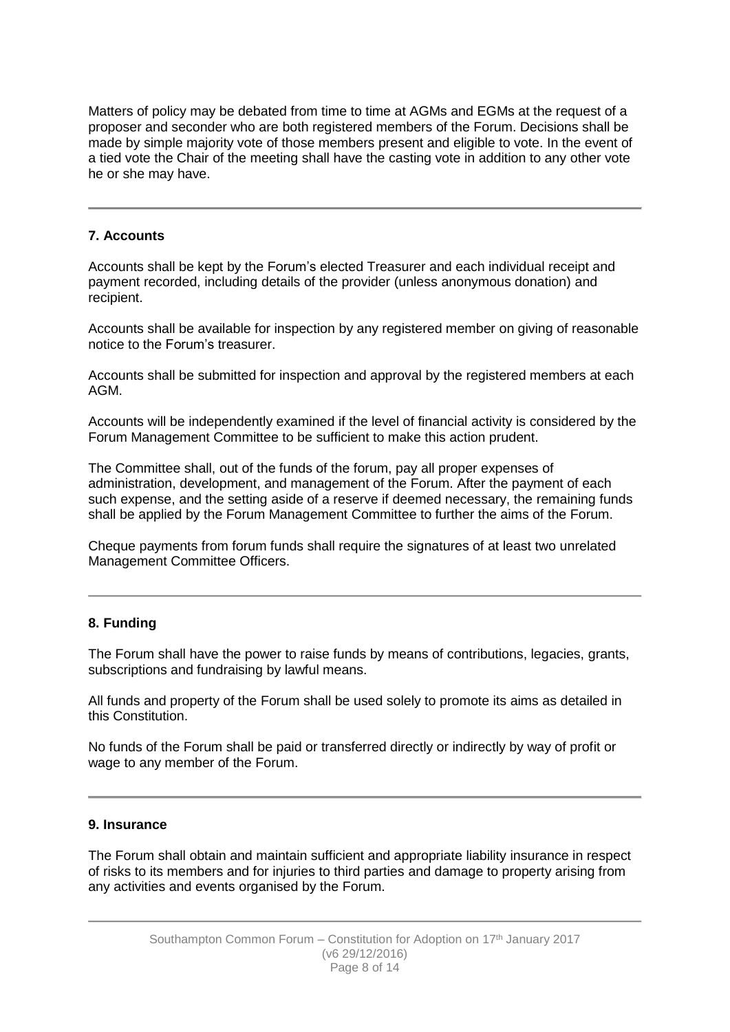Matters of policy may be debated from time to time at AGMs and EGMs at the request of a proposer and seconder who are both registered members of the Forum. Decisions shall be made by simple majority vote of those members present and eligible to vote. In the event of a tied vote the Chair of the meeting shall have the casting vote in addition to any other vote he or she may have.

---

### 7. Accounts

Accounts shall be kept by the Forum's elected Treasurer and each individual receipt and payment recorded, including details of the provider (unless anonymous donation) and recipient.

Accounts shall be available for inspection by any registered member on giving of reasonable notice to the Forum's treasurer.

Accounts shall be submitted for inspection and approval by the registered members at each AGM.

Accounts will be independently examined if the level of financial activity is considered by the Forum Management Committee to be sufficient to make this action prudent.

The Committee shall, out of the funds of the forum, pay all proper expenses of administration, development, and management of the Forum. After the payment of each such expense, and the setting aside of a reserve if deemed necessary, the remaining funds shall be applied by the Forum Management Committee to further the aims of the Forum.

Cheque payments from forum funds shall require the signatures of at least two unrelated Management Committee Officers.

---

### 8. Funding

The Forum shall have the power to raise funds by means of contributions, legacies, grants, subscriptions and fundraising by lawful means.

All funds and property of the Forum shall be used solely to promote its aims as detailed in this Constitution.

No funds of the Forum shall be paid or transferred directly or indirectly by way of profit or wage to any member of the Forum.

---

### 9. Insurance

The Forum shall obtain and maintain sufficient and appropriate liability insurance in respect of risks to its members and for injuries to third parties and damage to property arising from any activities and events organised by the Forum.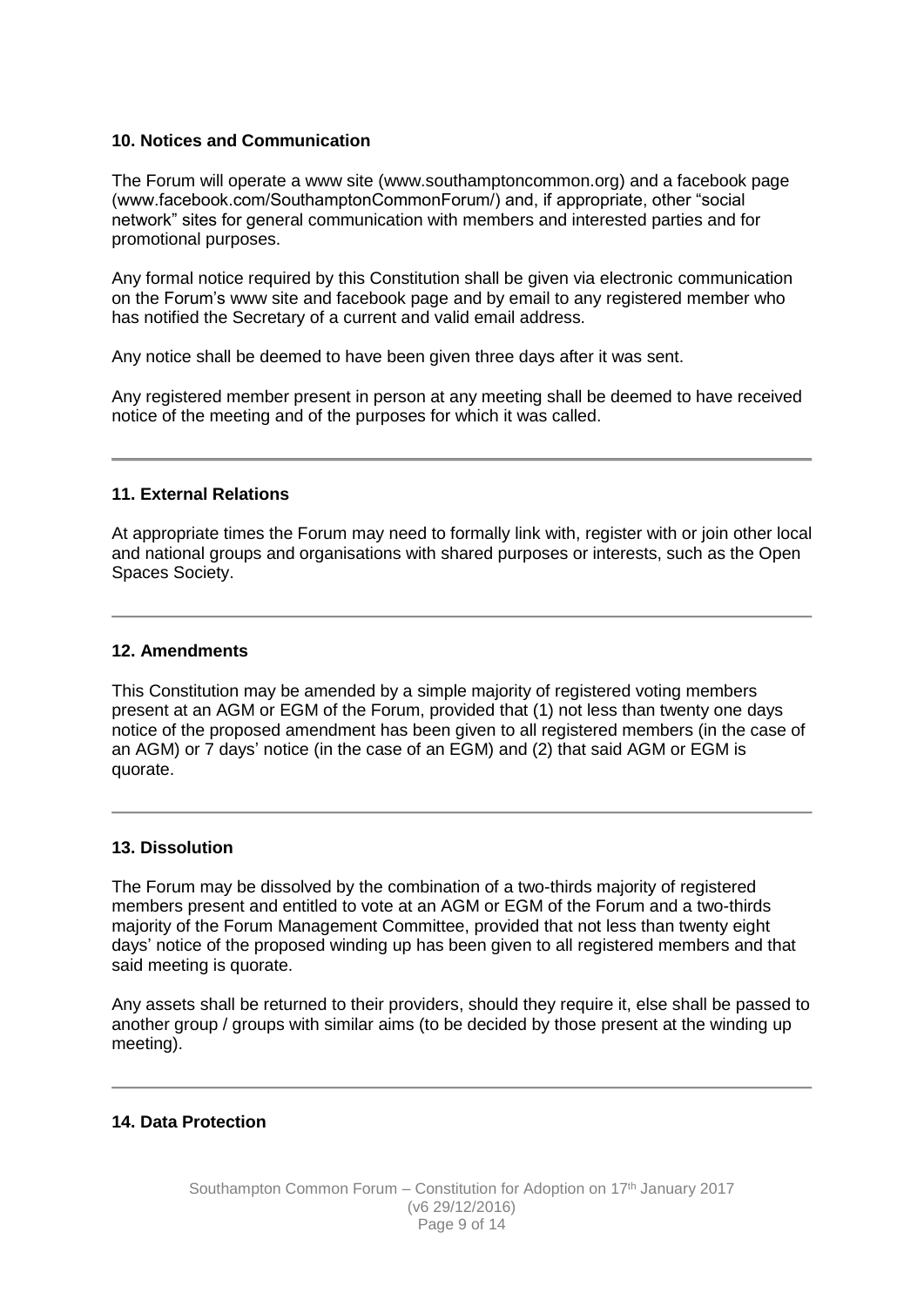### 10. Notices and Communication

The Forum will operate a www site (www.southamptoncommon.org) and a facebook page (www.facebook.com/SouthamptonCommonForum/) and, if appropriate, other "social network" sites for general communication with members and interested parties and for promotional purposes.

Any formal notice required by this Constitution shall be given via electronic communication on the Forum's www site and facebook page and by email to any registered member who has notified the Secretary of a current and valid email address.

Any notice shall be deemed to have been given three days after it was sent.

Any registered member present in person at any meeting shall be deemed to have received notice of the meeting and of the purposes for which it was called.

---

### 11. External Relations

At appropriate times the Forum may need to formally link with, register with or join other local and national groups and organisations with shared purposes or interests, such as the Open Spaces Society.

---

### 12. Amendments

This Constitution may be amended by a simple majority of registered voting members present at an AGM or EGM of the Forum, provided that (1) not less than twenty one days notice of the proposed amendment has been given to all registered members (in the case of an AGM) or 7 days' notice (in the case of an EGM) and (2) that said AGM or EGM is quorate.

---

### 13. Dissolution

The Forum may be dissolved by the combination of a two-thirds majority of registered members present and entitled to vote at an AGM or EGM of the Forum and a two-thirds majority of the Forum Management Committee, provided that not less than twenty eight days' notice of the proposed winding up has been given to all registered members and that said meeting is quorate.

Any assets shall be returned to their providers, should they require it, else shall be passed to another group / groups with similar aims (to be decided by those present at the winding up meeting).

---

### 14. Data Protection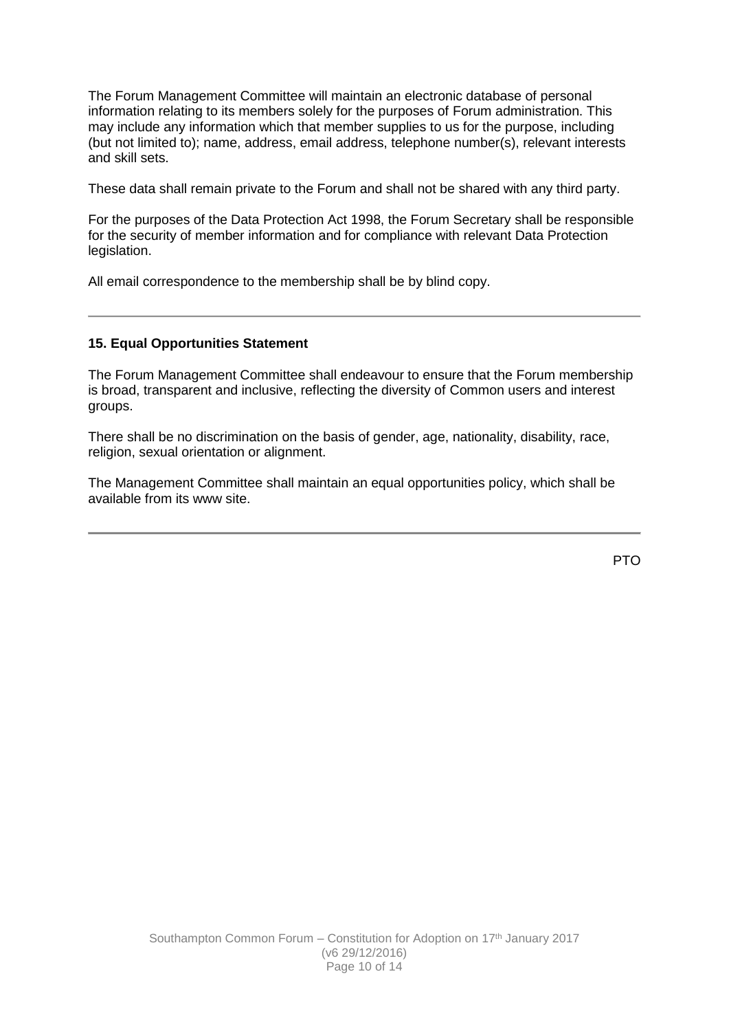The Forum Management Committee will maintain an electronic database of personal information relating to its members solely for the purposes of Forum administration. This may include any information which that member supplies to us for the purpose, including (but not limited to); name, address, email address, telephone number(s), relevant interests and skill sets.

These data shall remain private to the Forum and shall not be shared with any third party.

For the purposes of the Data Protection Act 1998, the Forum Secretary shall be responsible for the security of member information and for compliance with relevant Data Protection legislation.

All email correspondence to the membership shall be by blind copy.

---

**15. Equal Opportunities Statement**

The Forum Management Committee shall endeavour to ensure that the Forum membership is broad, transparent and inclusive, reflecting the diversity of Common users and interest groups.

There shall be no discrimination on the basis of gender, age, nationality, disability, race, religion, sexual orientation or alignment.

The Management Committee shall maintain an equal opportunities policy, which shall be available from its www site.

---

PTO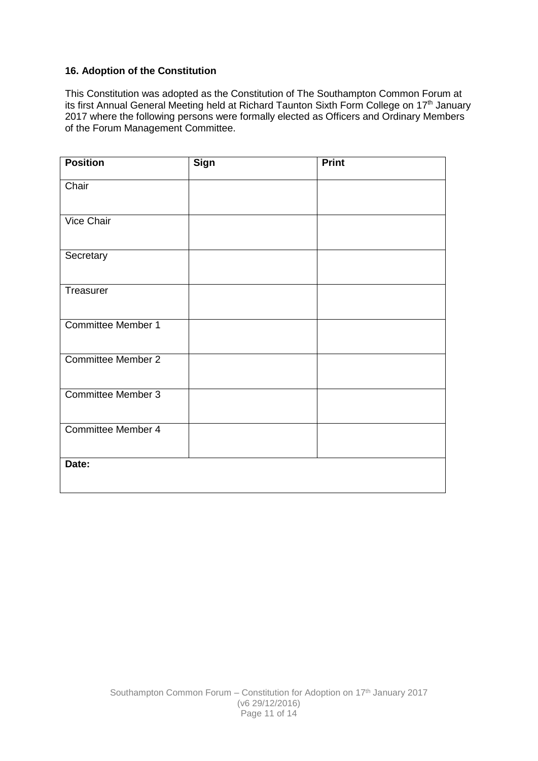### 16. Adoption of the Constitution

This Constitution was adopted as the Constitution of The Southampton Common Forum at its first Annual General Meeting held at Richard Taunton Sixth Form College on 17th January 2017 where the following persons were formally elected as Officers and Ordinary Members of the Forum Management Committee.

| **Position** | **Sign** | **Print** |
|---|---|---|
| Chair | | |
| Vice Chair | | |
| Secretary | | |
| Treasurer | | |
| Committee Member 1 | | |
| Committee Member 2 | | |
| Committee Member 3 | | |
| Committee Member 4 | | |
| **Date:** | | |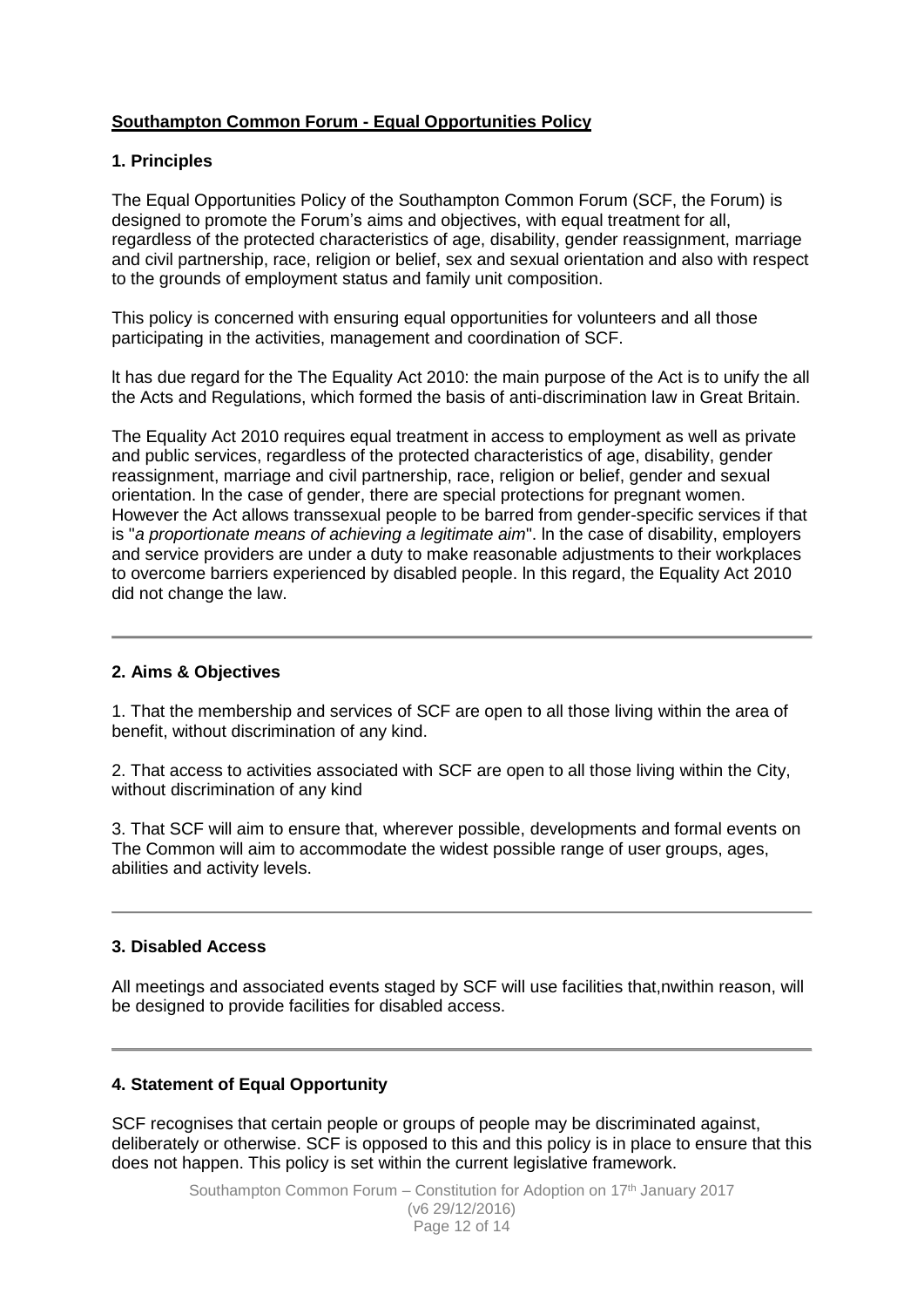**Southampton Common Forum - Equal Opportunities Policy**

## 1. Principles

The Equal Opportunities Policy of the Southampton Common Forum (SCF, the Forum) is designed to promote the Forum's aims and objectives, with equal treatment for all, regardless of the protected characteristics of age, disability, gender reassignment, marriage and civil partnership, race, religion or belief, sex and sexual orientation and also with respect to the grounds of employment status and family unit composition.

This policy is concerned with ensuring equal opportunities for volunteers and all those participating in the activities, management and coordination of SCF.

lt has due regard for the The Equality Act 2010: the main purpose of the Act is to unify the all the Acts and Regulations, which formed the basis of anti-discrimination law in Great Britain.

The Equality Act 2010 requires equal treatment in access to employment as well as private and public services, regardless of the protected characteristics of age, disability, gender reassignment, marriage and civil partnership, race, religion or belief, gender and sexual orientation. ln the case of gender, there are special protections for pregnant women. However the Act allows transsexual people to be barred from gender-specific services if that is "*a proportionate means of achieving a legitimate aim*". ln the case of disability, employers and service providers are under a duty to make reasonable adjustments to their workplaces to overcome barriers experienced by disabled people. ln this regard, the Equality Act 2010 did not change the law.

---

## 2. Aims & Objectives

1. That the membership and services of SCF are open to all those living within the area of benefit, without discrimination of any kind.

2. That access to activities associated with SCF are open to all those living within the City, without discrimination of any kind

3. That SCF will aim to ensure that, wherever possible, developments and formal events on The Common will aim to accommodate the widest possible range of user groups, ages, abilities and activity levels.

---

## 3. Disabled Access

All meetings and associated events staged by SCF will use facilities that,nwithin reason, will be designed to provide facilities for disabled access.

---

## 4. Statement of Equal Opportunity

SCF recognises that certain people or groups of people may be discriminated against, deliberately or otherwise. SCF is opposed to this and this policy is in place to ensure that this does not happen. This policy is set within the current legislative framework.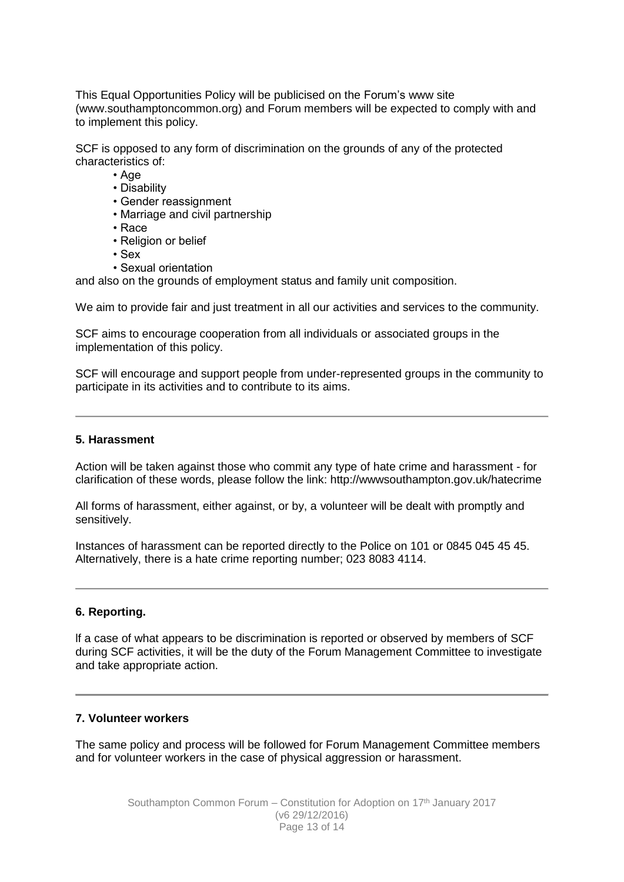This Equal Opportunities Policy will be publicised on the Forum's www site (www.southamptoncommon.org) and Forum members will be expected to comply with and to implement this policy.

SCF is opposed to any form of discrimination on the grounds of any of the protected characteristics of:

- Age
- Disability
- Gender reassignment
- Marriage and civil partnership
- Race
- Religion or belief
- Sex
- Sexual orientation

and also on the grounds of employment status and family unit composition.

We aim to provide fair and just treatment in all our activities and services to the community.

SCF aims to encourage cooperation from all individuals or associated groups in the implementation of this policy.

SCF will encourage and support people from under-represented groups in the community to participate in its activities and to contribute to its aims.

---

**5. Harassment**

Action will be taken against those who commit any type of hate crime and harassment - for clarification of these words, please follow the link: http://wwwsouthampton.gov.uk/hatecrime

All forms of harassment, either against, or by, a volunteer will be dealt with promptly and sensitively.

Instances of harassment can be reported directly to the Police on 101 or 0845 045 45 45. Alternatively, there is a hate crime reporting number; 023 8083 4114.

---

**6. Reporting.**

If a case of what appears to be discrimination is reported or observed by members of SCF during SCF activities, it will be the duty of the Forum Management Committee to investigate and take appropriate action.

---

**7. Volunteer workers**

The same policy and process will be followed for Forum Management Committee members and for volunteer workers in the case of physical aggression or harassment.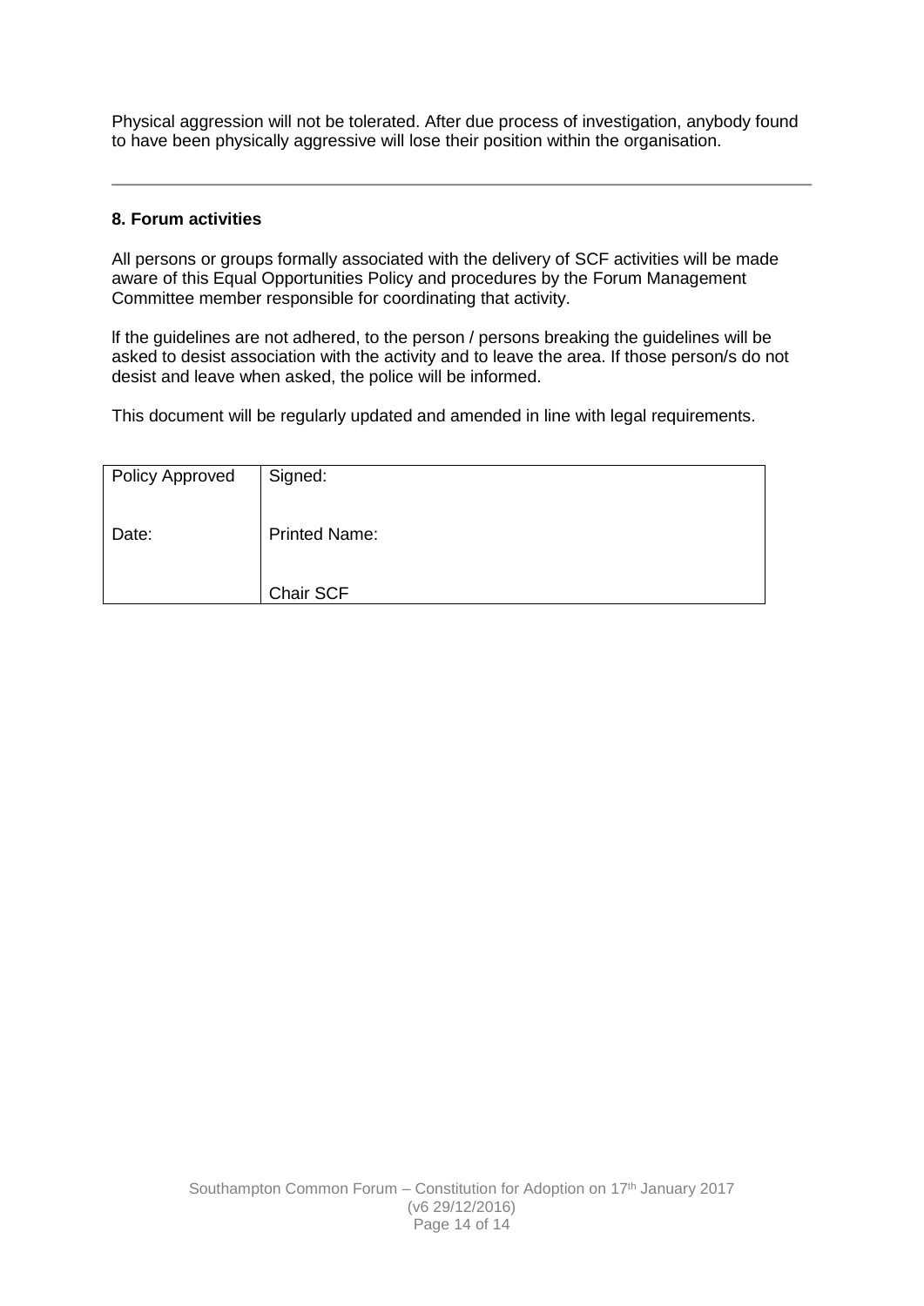Physical aggression will not be tolerated. After due process of investigation, anybody found to have been physically aggressive will lose their position within the organisation.

---

**8. Forum activities**

All persons or groups formally associated with the delivery of SCF activities will be made aware of this Equal Opportunities Policy and procedures by the Forum Management Committee member responsible for coordinating that activity.

lf the guidelines are not adhered, to the person / persons breaking the guidelines will be asked to desist association with the activity and to leave the area. If those person/s do not desist and leave when asked, the police will be informed.

This document will be regularly updated and amended in line with legal requirements.

| | |
|---|---|
| Policy Approved | Signed: |
| Date: | Printed Name: |
| | Chair SCF |